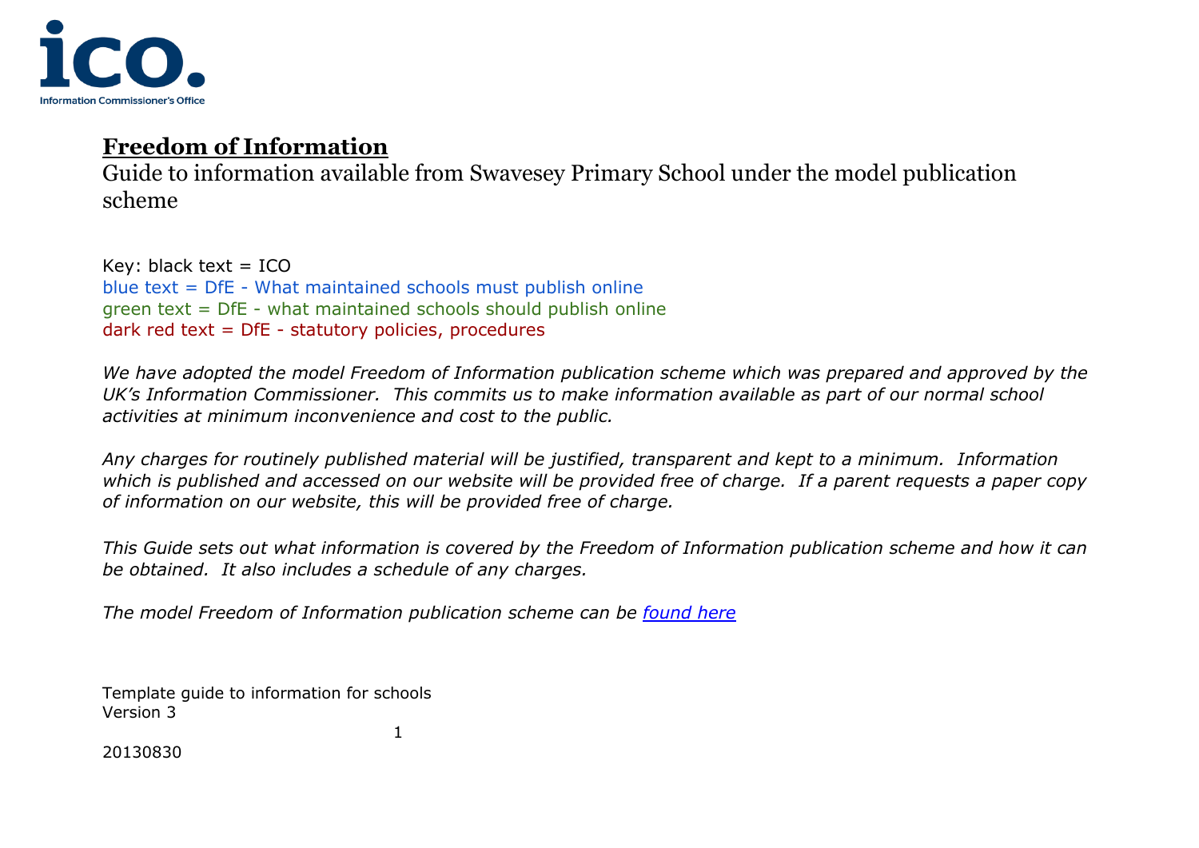# Freedom of Information

Guide to information available from Swavesey Primary School under the model publication scheme

Key: black text = ICO
blue text = DfE - What maintained schools must publish online
green text = DfE - what maintained schools should publish online
dark red text = DfE - statutory policies, procedures

*We have adopted the model Freedom of Information publication scheme which was prepared and approved by the UK's Information Commissioner. This commits us to make information available as part of our normal school activities at minimum inconvenience and cost to the public.*

*Any charges for routinely published material will be justified, transparent and kept to a minimum. Information which is published and accessed on our website will be provided free of charge. If a parent requests a paper copy of information on our website, this will be provided free of charge.*

*This Guide sets out what information is covered by the Freedom of Information publication scheme and how it can be obtained. It also includes a schedule of any charges.*

*The model Freedom of Information publication scheme can be [found here]()*

Template guide to information for schools
Version 3

20130830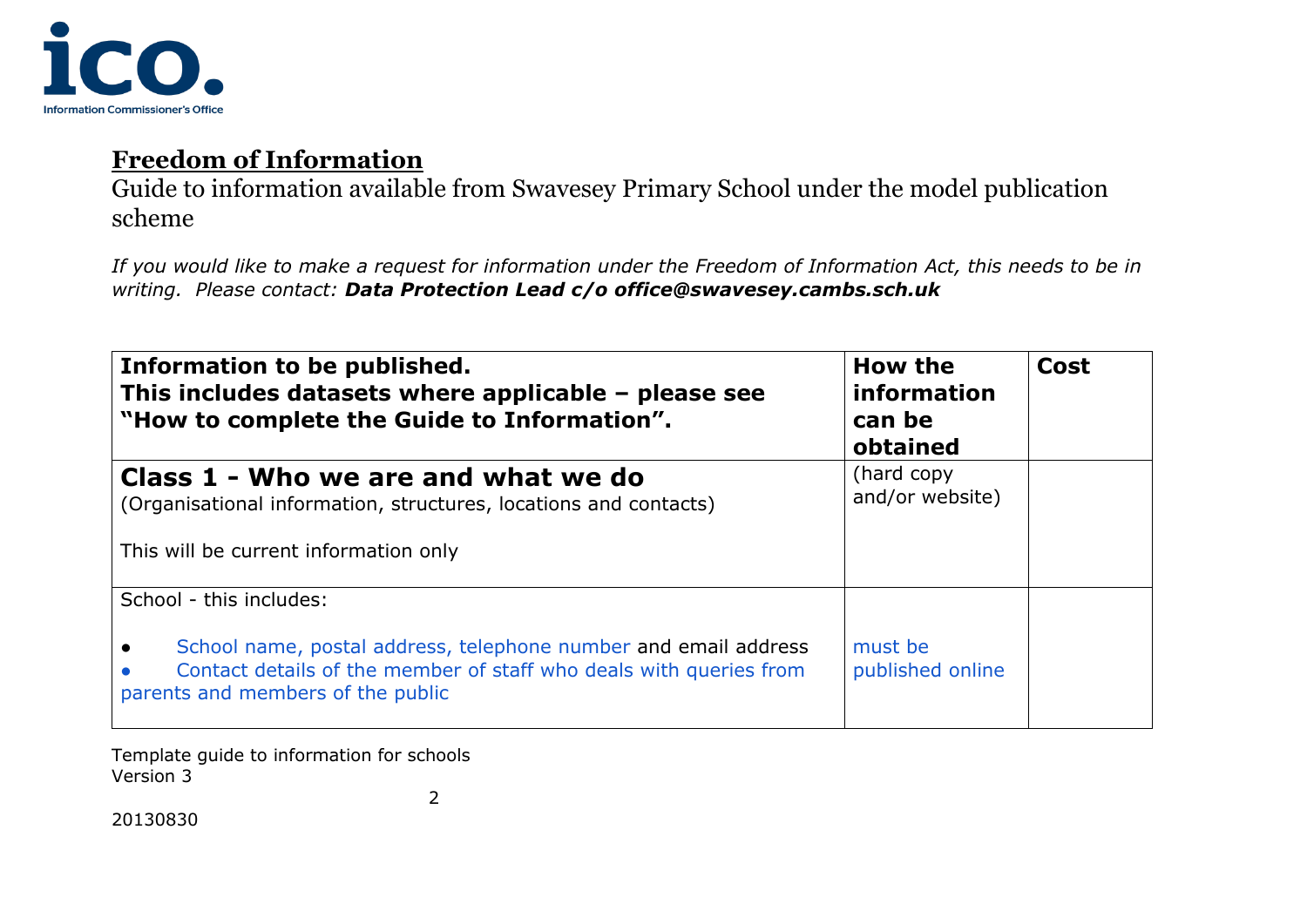## Freedom of Information

Guide to information available from Swavesey Primary School under the model publication scheme

*If you would like to make a request for information under the Freedom of Information Act, this needs to be in writing. Please contact: **Data Protection Lead c/o office@swavesey.cambs.sch.uk***

| **Information to be published.** **This includes datasets where applicable – please see "How to complete the Guide to Information".** | **How the information can be obtained** | **Cost** |
|---|---|---|
| **Class 1 - Who we are and what we do** (Organisational information, structures, locations and contacts) This will be current information only | (hard copy and/or website) | |
| School - this includes: • School name, postal address, telephone number and email address • Contact details of the member of staff who deals with queries from parents and members of the public | must be published online | |

Template guide to information for schools
Version 3

20130830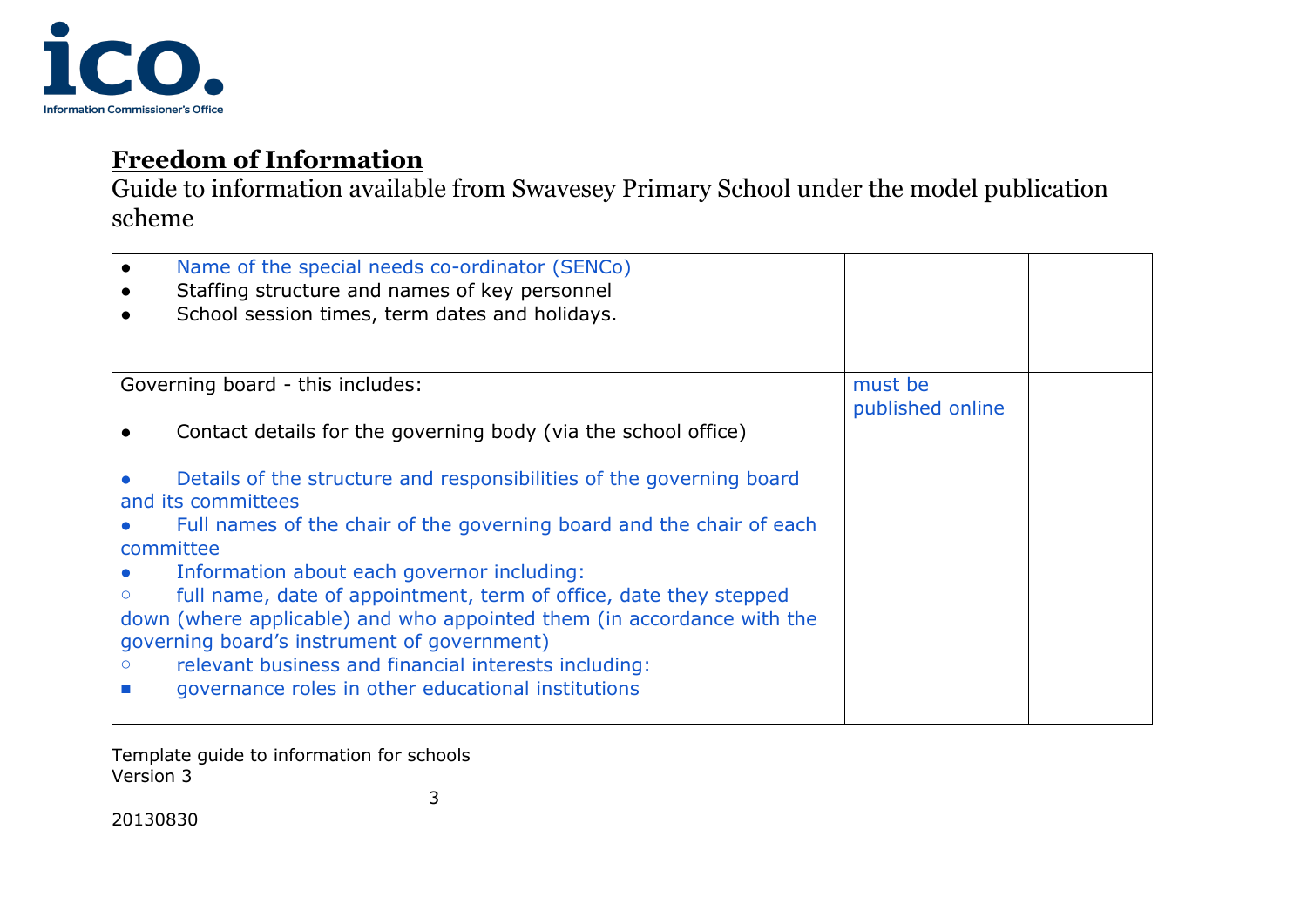## Freedom of Information

Guide to information available from Swavesey Primary School under the model publication scheme

| | | |
|---|---|---|
| ● Name of the special needs co-ordinator (SENCo)<br>● Staffing structure and names of key personnel<br>● School session times, term dates and holidays. | | |
| Governing board - this includes:<br><br>● Contact details for the governing body (via the school office)<br><br>● Details of the structure and responsibilities of the governing board and its committees<br>● Full names of the chair of the governing board and the chair of each committee<br>● Information about each governor including:<br>○ full name, date of appointment, term of office, date they stepped down (where applicable) and who appointed them (in accordance with the governing board's instrument of government)<br>○ relevant business and financial interests including:<br>■ governance roles in other educational institutions | must be published online | |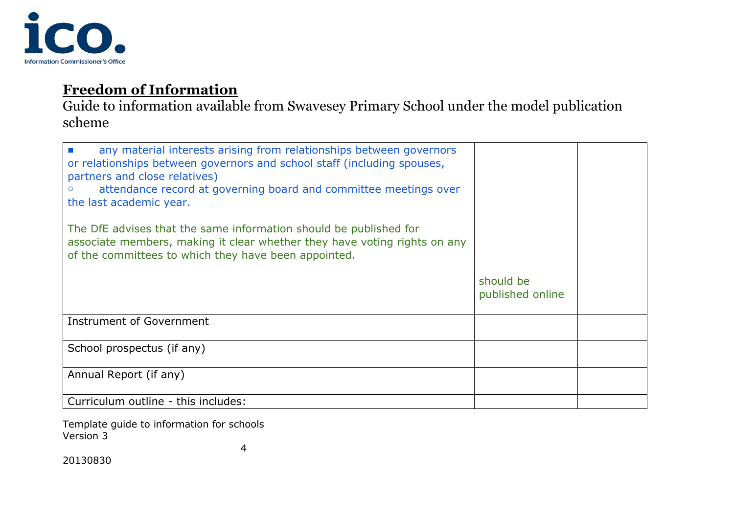## Freedom of Information

Guide to information available from Swavesey Primary School under the model publication scheme

| | | |
|---|---|---|
| ▪ any material interests arising from relationships between governors or relationships between governors and school staff (including spouses, partners and close relatives)<br>○ attendance record at governing board and committee meetings over the last academic year.<br><br>The DfE advises that the same information should be published for associate members, making it clear whether they have voting rights on any of the committees to which they have been appointed. | should be published online | |
| Instrument of Government | | |
| School prospectus (if any) | | |
| Annual Report (if any) | | |
| Curriculum outline - this includes: | | |

Template guide to information for schools
Version 3

20130830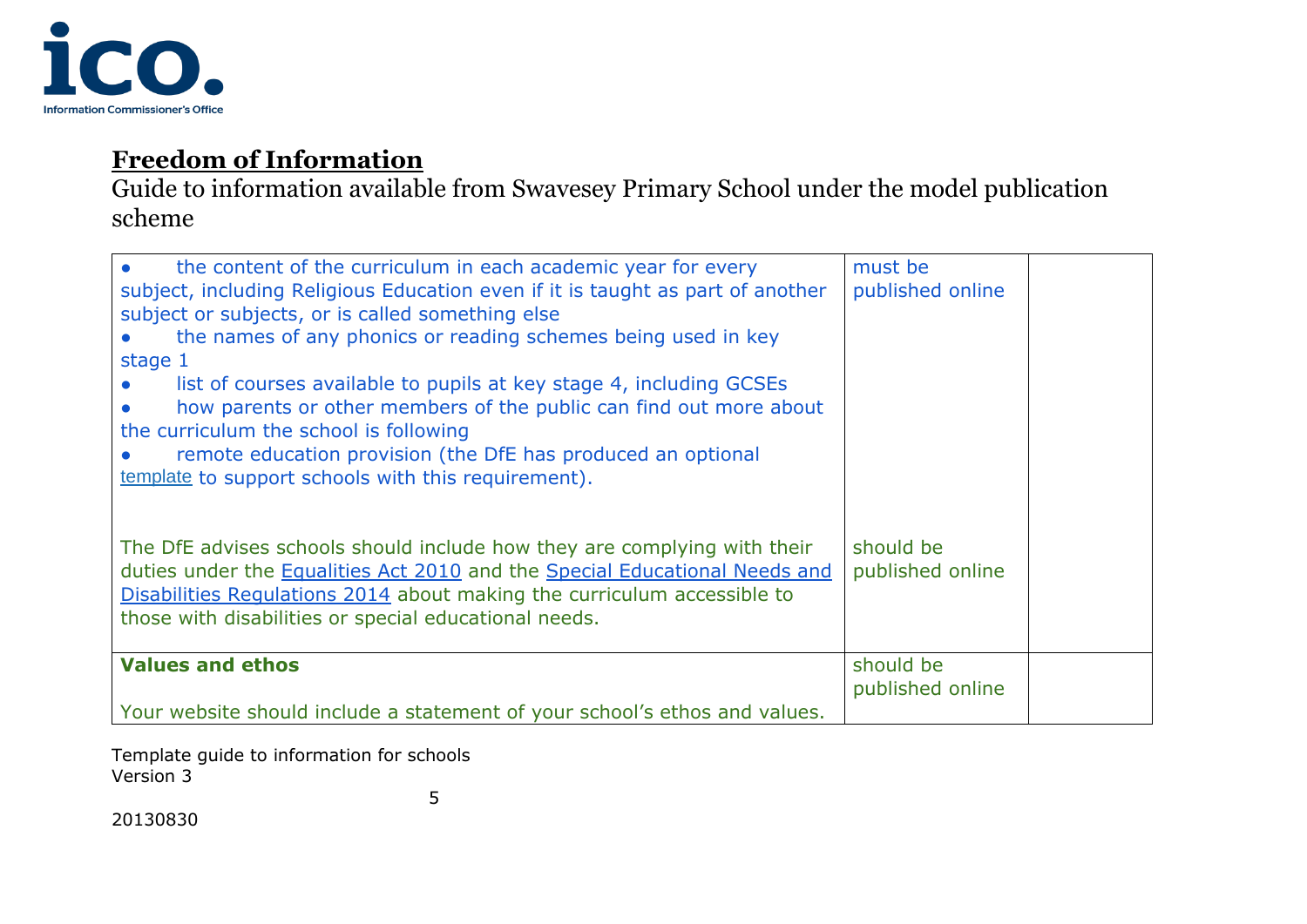## Freedom of Information

Guide to information available from Swavesey Primary School under the model publication scheme

| | | |
|---|---|---|
| ● the content of the curriculum in each academic year for every subject, including Religious Education even if it is taught as part of another subject or subjects, or is called something else<br>● the names of any phonics or reading schemes being used in key stage 1<br>● list of courses available to pupils at key stage 4, including GCSEs<br>● how parents or other members of the public can find out more about the curriculum the school is following<br>● remote education provision (the DfE has produced an optional template to support schools with this requirement).<br><br>The DfE advises schools should include how they are complying with their duties under the Equalities Act 2010 and the Special Educational Needs and Disabilities Regulations 2014 about making the curriculum accessible to those with disabilities or special educational needs. | must be published online<br><br><br><br><br><br><br>should be published online | |
| **Values and ethos**<br><br>Your website should include a statement of your school's ethos and values. | should be published online | |

Template guide to information for schools
Version 3

20130830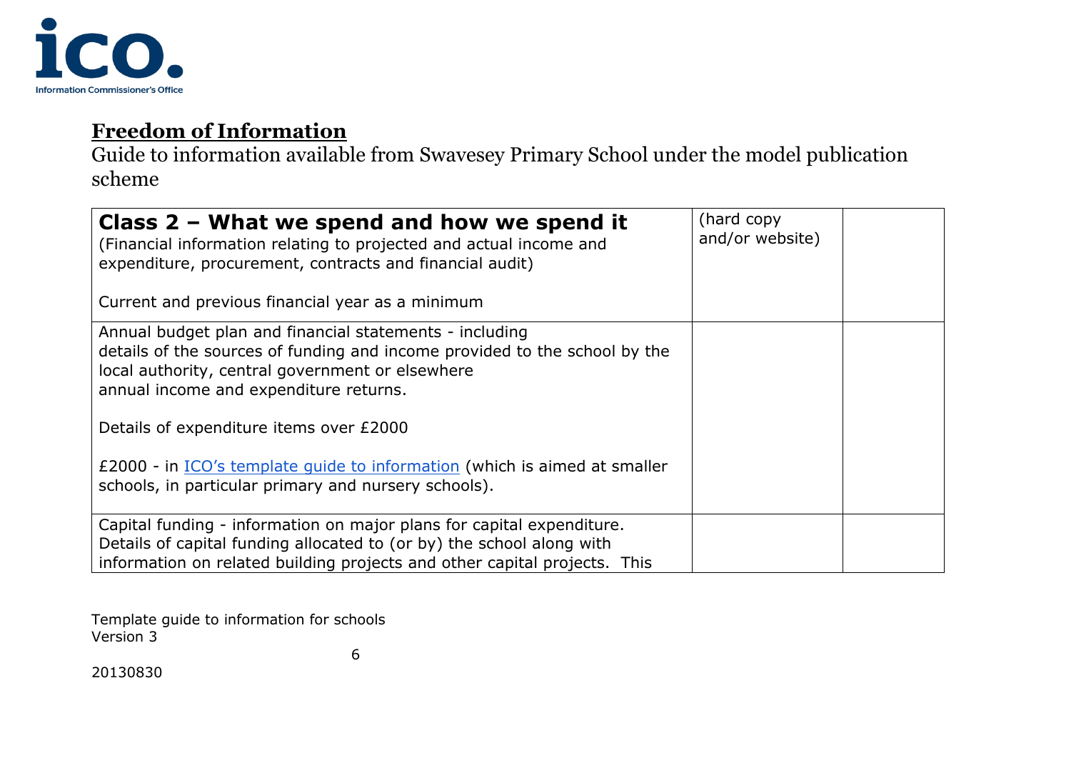## Freedom of Information

Guide to information available from Swavesey Primary School under the model publication scheme

| **Class 2 – What we spend and how we spend it**<br>(Financial information relating to projected and actual income and expenditure, procurement, contracts and financial audit)<br><br>Current and previous financial year as a minimum | (hard copy and/or website) | |
|---|---|---|
| Annual budget plan and financial statements - including details of the sources of funding and income provided to the school by the local authority, central government or elsewhere annual income and expenditure returns.<br><br>Details of expenditure items over £2000<br><br>£2000 - in ICO's template guide to information (which is aimed at smaller schools, in particular primary and nursery schools). | | |
| Capital funding - information on major plans for capital expenditure. Details of capital funding allocated to (or by) the school along with information on related building projects and other capital projects. This | | |

Template guide to information for schools
Version 3

20130830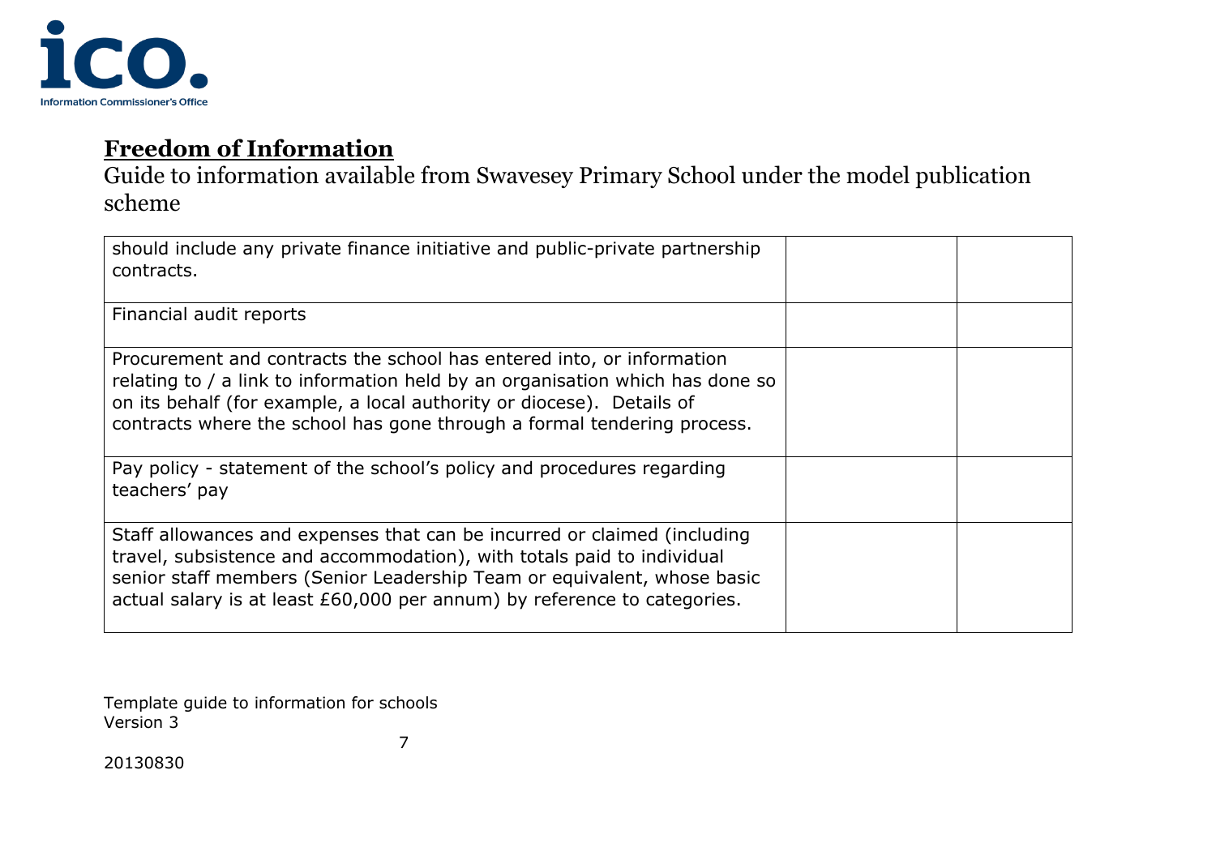## Freedom of Information

Guide to information available from Swavesey Primary School under the model publication scheme

| | | |
|---|---|---|
| should include any private finance initiative and public-private partnership contracts. | | |
| Financial audit reports | | |
| Procurement and contracts the school has entered into, or information relating to / a link to information held by an organisation which has done so on its behalf (for example, a local authority or diocese). Details of contracts where the school has gone through a formal tendering process. | | |
| Pay policy - statement of the school's policy and procedures regarding teachers' pay | | |
| Staff allowances and expenses that can be incurred or claimed (including travel, subsistence and accommodation), with totals paid to individual senior staff members (Senior Leadership Team or equivalent, whose basic actual salary is at least £60,000 per annum) by reference to categories. | | |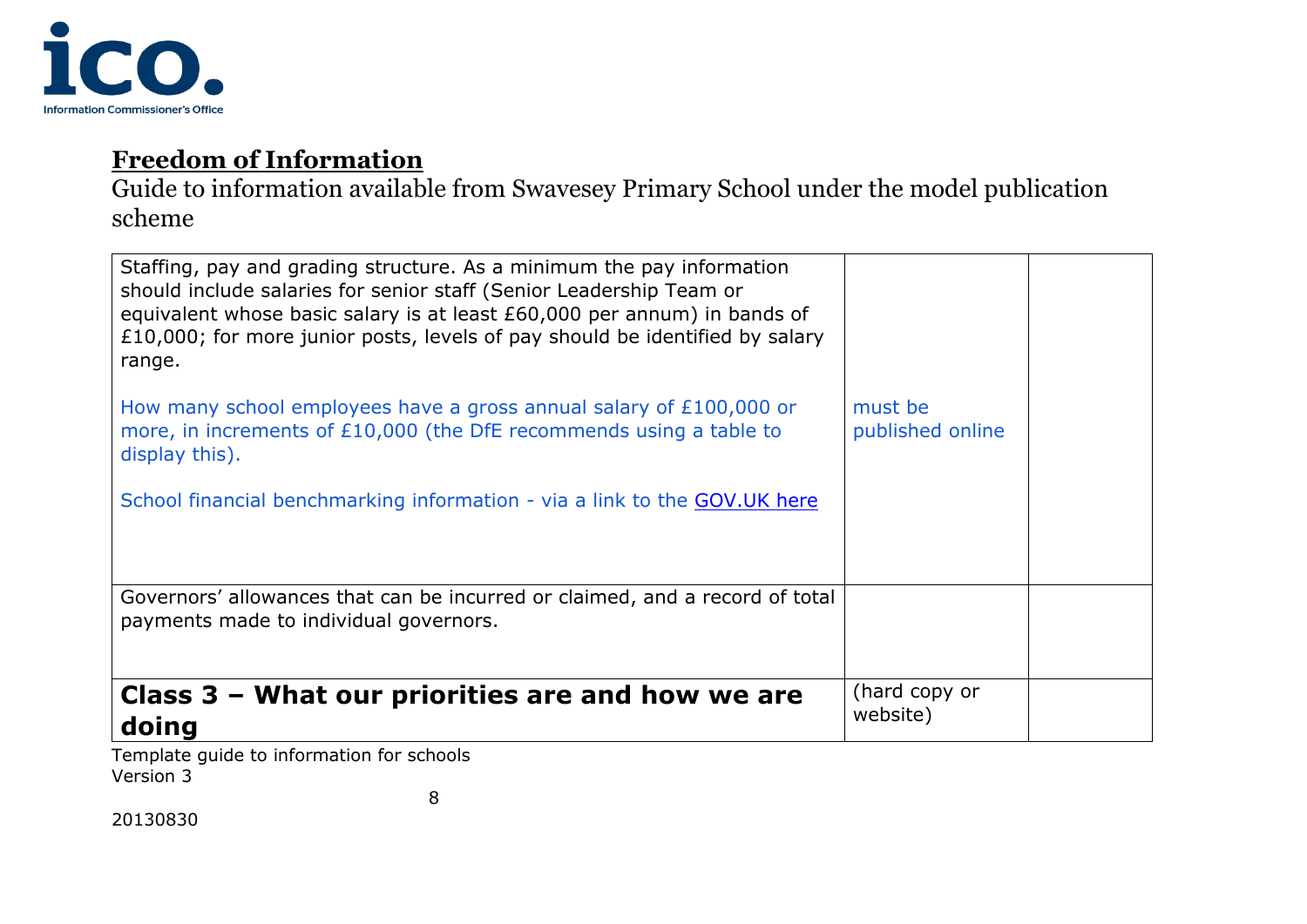**Freedom of Information**

Guide to information available from Swavesey Primary School under the model publication scheme

| | | |
|---|---|---|
| Staffing, pay and grading structure. As a minimum the pay information should include salaries for senior staff (Senior Leadership Team or equivalent whose basic salary is at least £60,000 per annum) in bands of £10,000; for more junior posts, levels of pay should be identified by salary range.<br><br>How many school employees have a gross annual salary of £100,000 or more, in increments of £10,000 (the DfE recommends using a table to display this).<br><br>School financial benchmarking information - via a link to the [GOV.UK here]() | must be published online | |
| Governors' allowances that can be incurred or claimed, and a record of total payments made to individual governors. | | |
| **Class 3 – What our priorities are and how we are doing** | (hard copy or website) | |

Template guide to information for schools
Version 3

20130830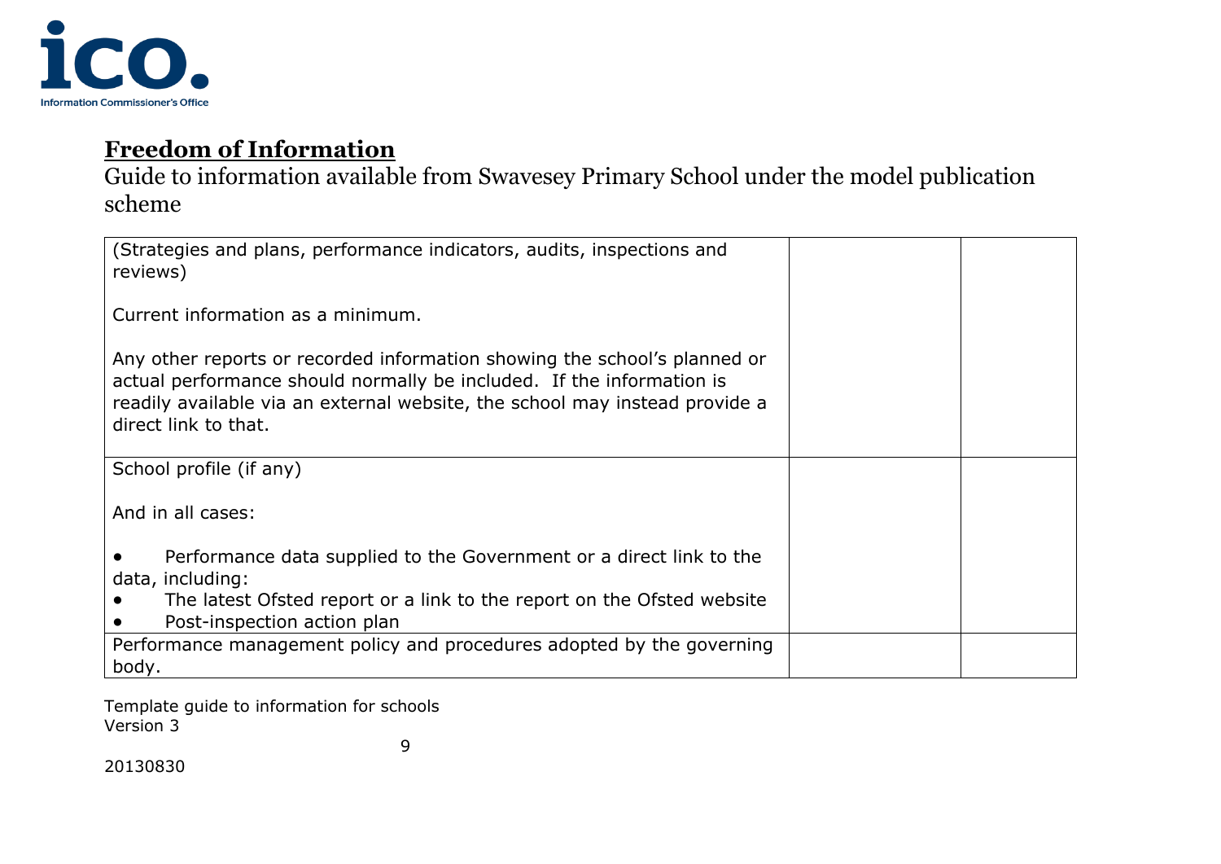## **Freedom of Information**

Guide to information available from Swavesey Primary School under the model publication scheme

| | | |
|---|---|---|
| (Strategies and plans, performance indicators, audits, inspections and reviews)<br><br>Current information as a minimum.<br><br>Any other reports or recorded information showing the school's planned or actual performance should normally be included. If the information is readily available via an external website, the school may instead provide a direct link to that. | | |
| School profile (if any)<br><br>And in all cases:<br><br>• Performance data supplied to the Government or a direct link to the data, including:<br>• The latest Ofsted report or a link to the report on the Ofsted website<br>• Post-inspection action plan | | |
| Performance management policy and procedures adopted by the governing body. | | |

Template guide to information for schools
Version 3

20130830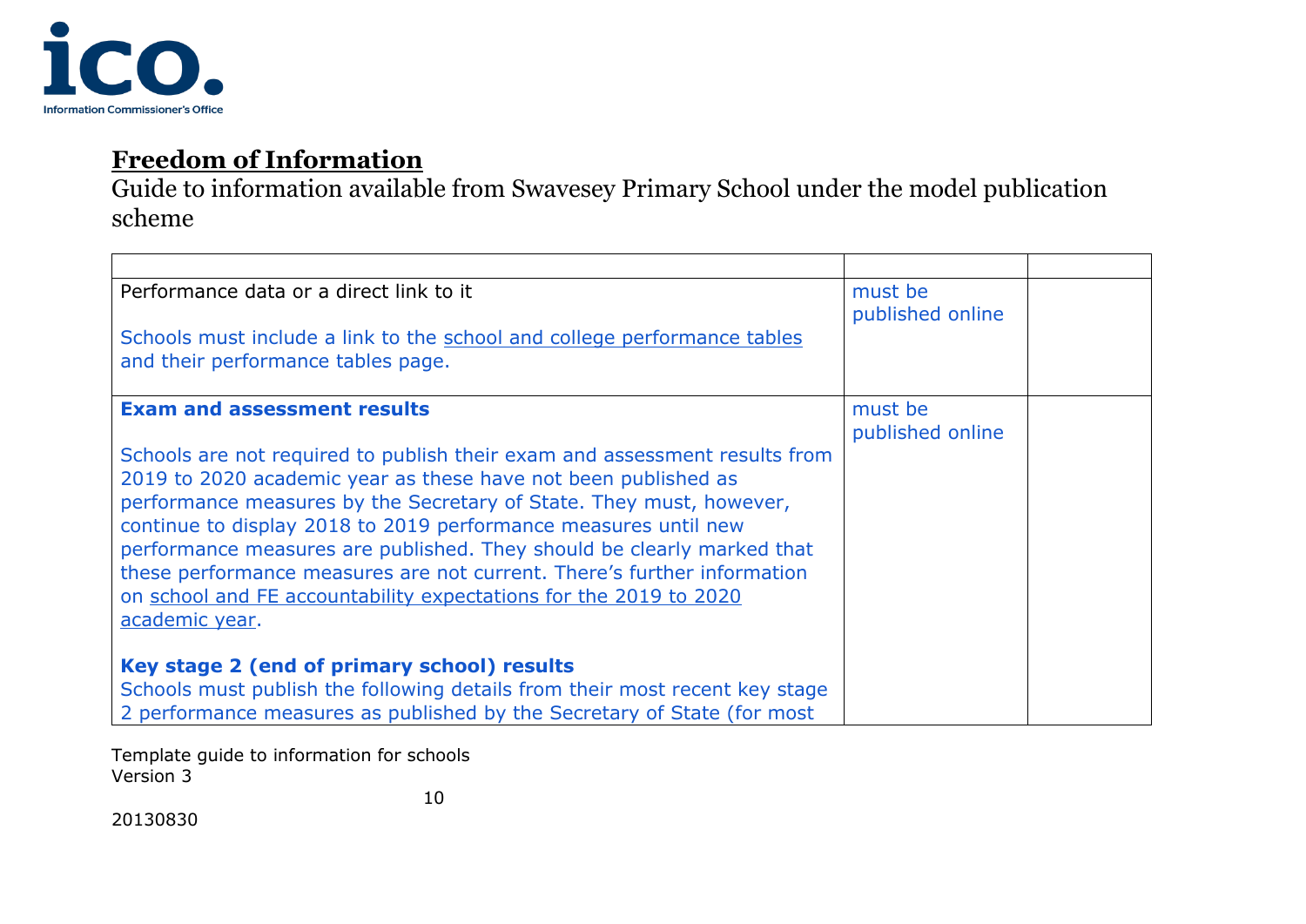# Freedom of Information

Guide to information available from Swavesey Primary School under the model publication scheme

| | | |
|---|---|---|
| Performance data or a direct link to it<br><br>Schools must include a link to the school and college performance tables and their performance tables page. | must be published online | |
| **Exam and assessment results**<br><br>Schools are not required to publish their exam and assessment results from 2019 to 2020 academic year as these have not been published as performance measures by the Secretary of State. They must, however, continue to display 2018 to 2019 performance measures until new performance measures are published. They should be clearly marked that these performance measures are not current. There's further information on school and FE accountability expectations for the 2019 to 2020 academic year.<br><br>**Key stage 2 (end of primary school) results**<br>Schools must publish the following details from their most recent key stage 2 performance measures as published by the Secretary of State (for most | must be published online | |

Template guide to information for schools
Version 3

20130830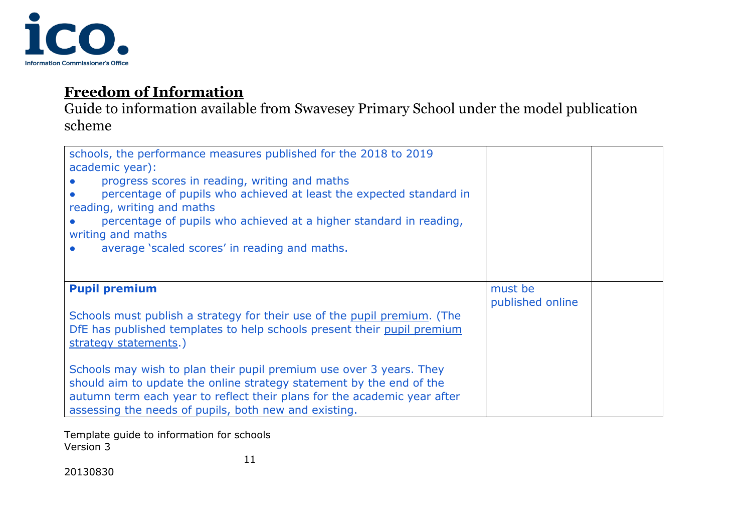**Freedom of Information**

Guide to information available from Swavesey Primary School under the model publication scheme

| | | |
|---|---|---|
| schools, the performance measures published for the 2018 to 2019 academic year):<br>● progress scores in reading, writing and maths<br>● percentage of pupils who achieved at least the expected standard in reading, writing and maths<br>● percentage of pupils who achieved at a higher standard in reading, writing and maths<br>● average 'scaled scores' in reading and maths. | | |
| **Pupil premium**<br><br>Schools must publish a strategy for their use of the pupil premium. (The DfE has published templates to help schools present their pupil premium strategy statements.)<br><br>Schools may wish to plan their pupil premium use over 3 years. They should aim to update the online strategy statement by the end of the autumn term each year to reflect their plans for the academic year after assessing the needs of pupils, both new and existing. | must be published online | |

Template guide to information for schools
Version 3

20130830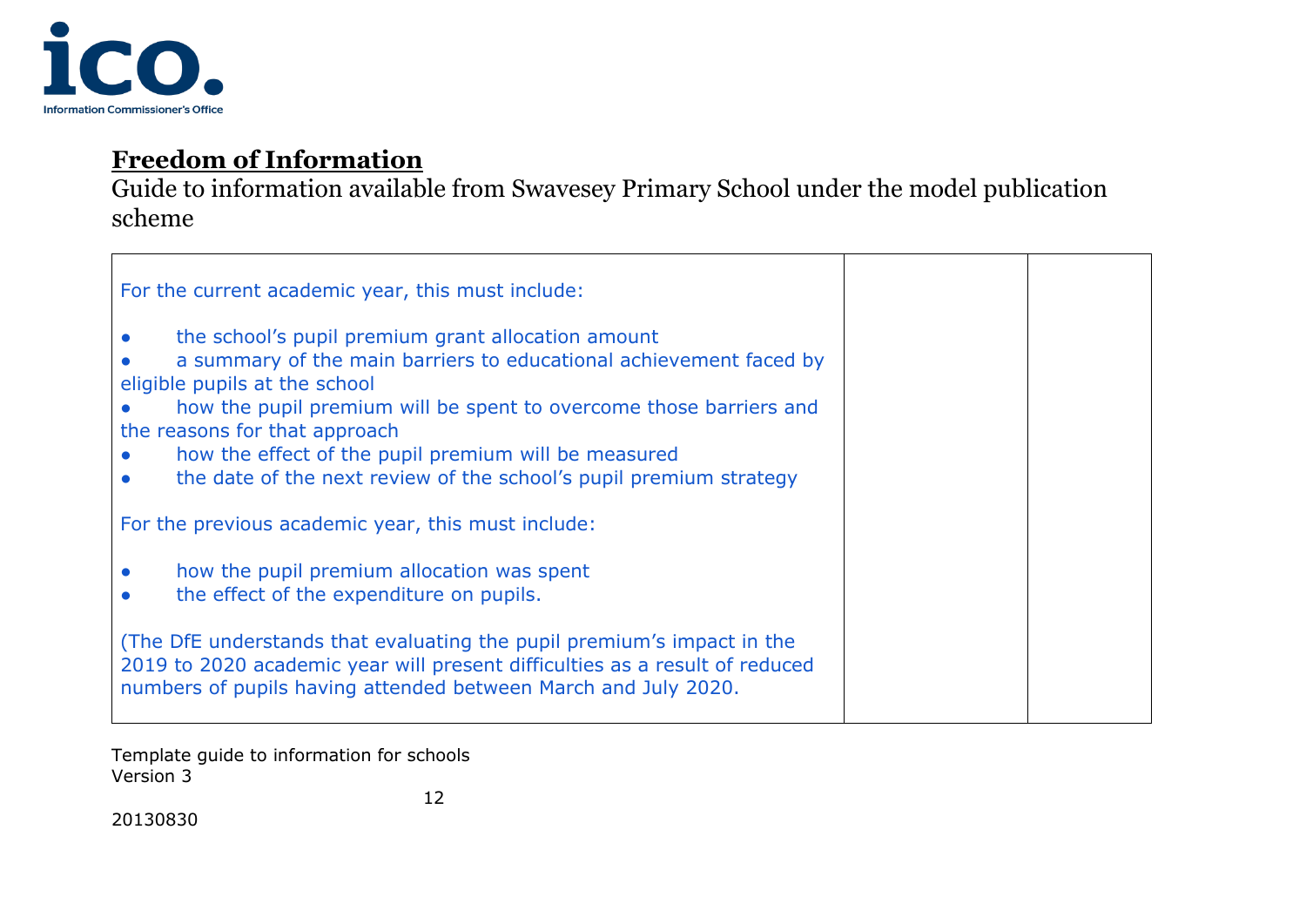## Freedom of Information

Guide to information available from Swavesey Primary School under the model publication scheme

| | | |
|---|---|---|
| For the current academic year, this must include:<br><br>• the school's pupil premium grant allocation amount<br>• a summary of the main barriers to educational achievement faced by eligible pupils at the school<br>• how the pupil premium will be spent to overcome those barriers and the reasons for that approach<br>• how the effect of the pupil premium will be measured<br>• the date of the next review of the school's pupil premium strategy<br><br>For the previous academic year, this must include:<br><br>• how the pupil premium allocation was spent<br>• the effect of the expenditure on pupils.<br><br>(The DfE understands that evaluating the pupil premium's impact in the 2019 to 2020 academic year will present difficulties as a result of reduced numbers of pupils having attended between March and July 2020. | | |

Template guide to information for schools
Version 3

20130830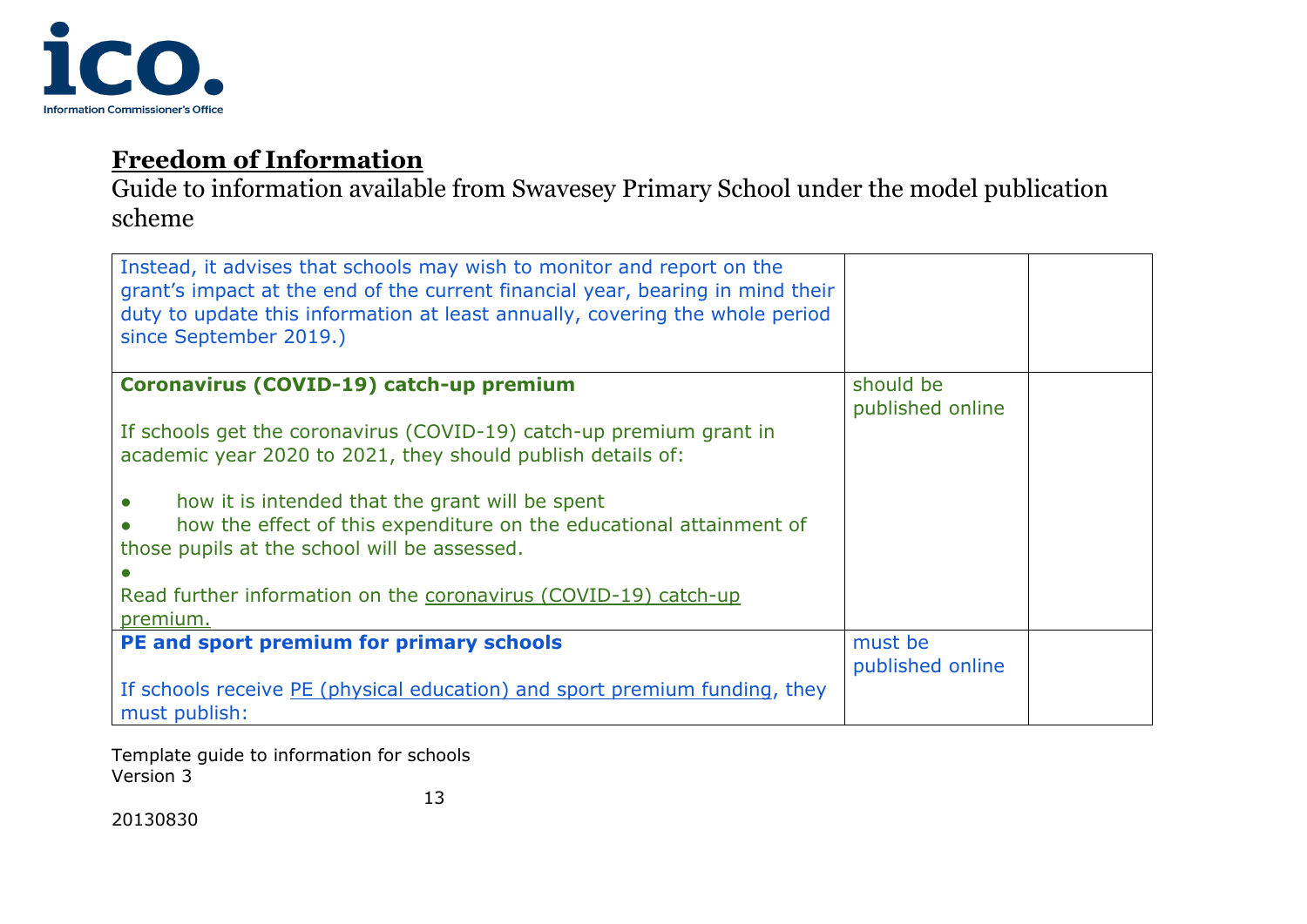## Freedom of Information

Guide to information available from Swavesey Primary School under the model publication scheme

| | | |
|---|---|---|
| Instead, it advises that schools may wish to monitor and report on the grant's impact at the end of the current financial year, bearing in mind their duty to update this information at least annually, covering the whole period since September 2019.) | | |
| **Coronavirus (COVID-19) catch-up premium**<br><br>If schools get the coronavirus (COVID-19) catch-up premium grant in academic year 2020 to 2021, they should publish details of:<br><br>● how it is intended that the grant will be spent<br>● how the effect of this expenditure on the educational attainment of those pupils at the school will be assessed.<br>●<br>Read further information on the coronavirus (COVID-19) catch-up premium. | should be published online | |
| **PE and sport premium for primary schools**<br><br>If schools receive PE (physical education) and sport premium funding, they must publish: | must be published online | |

Template guide to information for schools
Version 3

20130830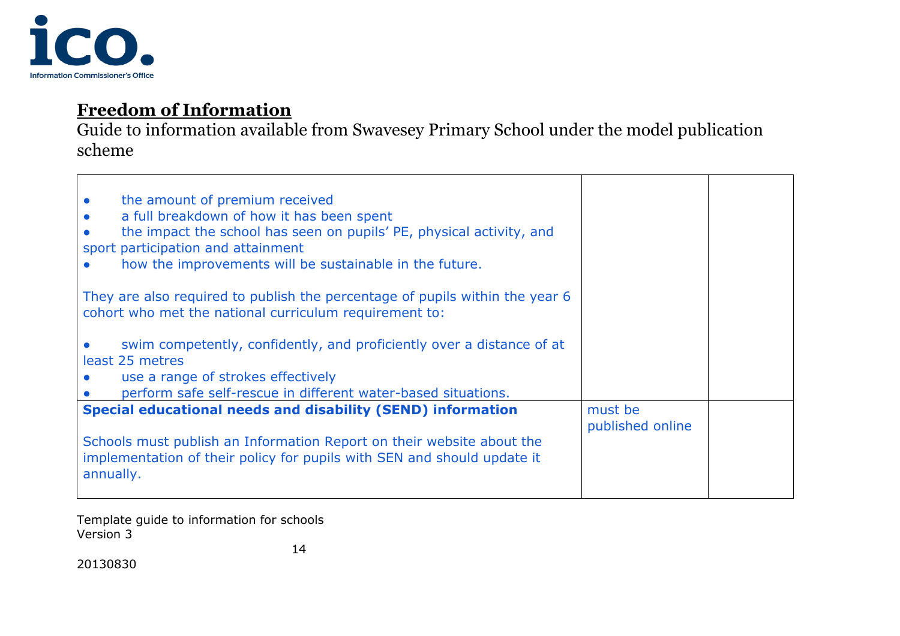## Freedom of Information

Guide to information available from Swavesey Primary School under the model publication scheme

| | | |
|---|---|---|
| • the amount of premium received<br>• a full breakdown of how it has been spent<br>• the impact the school has seen on pupils' PE, physical activity, and sport participation and attainment<br>• how the improvements will be sustainable in the future.<br><br>They are also required to publish the percentage of pupils within the year 6 cohort who met the national curriculum requirement to:<br><br>• swim competently, confidently, and proficiently over a distance of at least 25 metres<br>• use a range of strokes effectively<br>• perform safe self-rescue in different water-based situations. | | |
| **Special educational needs and disability (SEND) information**<br><br>Schools must publish an Information Report on their website about the implementation of their policy for pupils with SEN and should update it annually. | must be published online | |

Template guide to information for schools
Version 3

20130830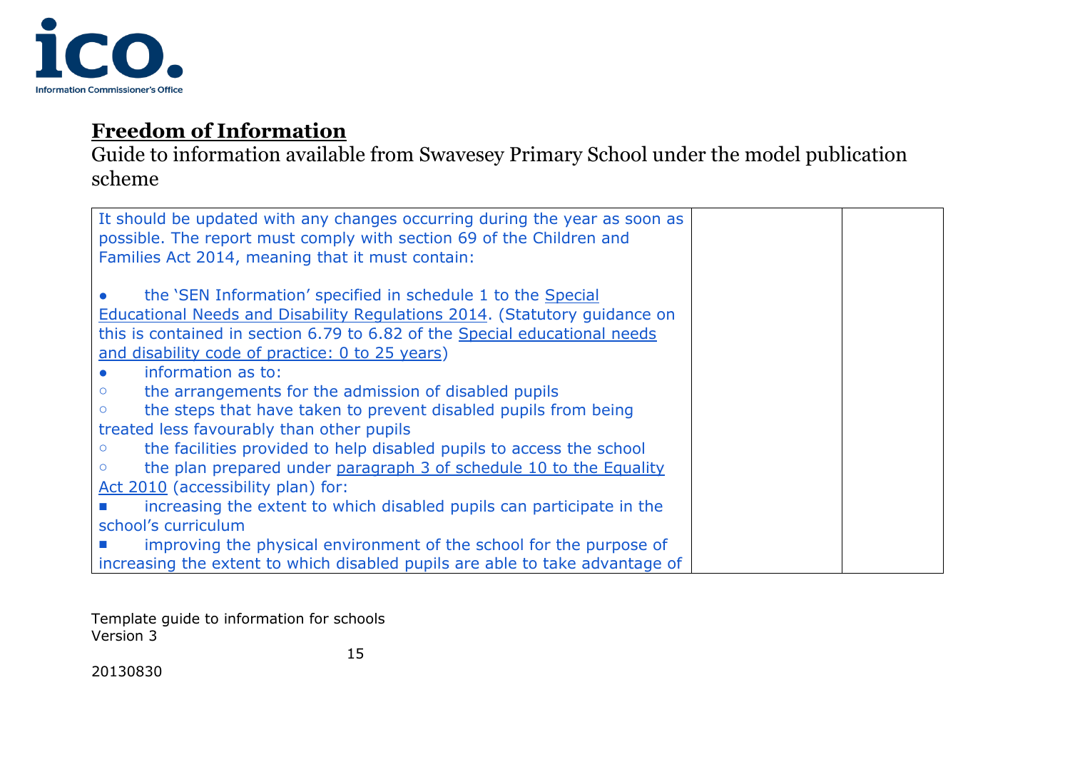## **Freedom of Information**

Guide to information available from Swavesey Primary School under the model publication scheme

| | | |
|---|---|---|
| It should be updated with any changes occurring during the year as soon as possible. The report must comply with section 69 of the Children and Families Act 2014, meaning that it must contain:<br><br>● the 'SEN Information' specified in schedule 1 to the Special Educational Needs and Disability Regulations 2014. (Statutory guidance on this is contained in section 6.79 to 6.82 of the Special educational needs and disability code of practice: 0 to 25 years)<br>● information as to:<br>○ the arrangements for the admission of disabled pupils<br>○ the steps that have taken to prevent disabled pupils from being treated less favourably than other pupils<br>○ the facilities provided to help disabled pupils to access the school<br>○ the plan prepared under paragraph 3 of schedule 10 to the Equality Act 2010 (accessibility plan) for:<br>■ increasing the extent to which disabled pupils can participate in the school's curriculum<br>■ improving the physical environment of the school for the purpose of increasing the extent to which disabled pupils are able to take advantage of | | |

Template guide to information for schools
Version 3

20130830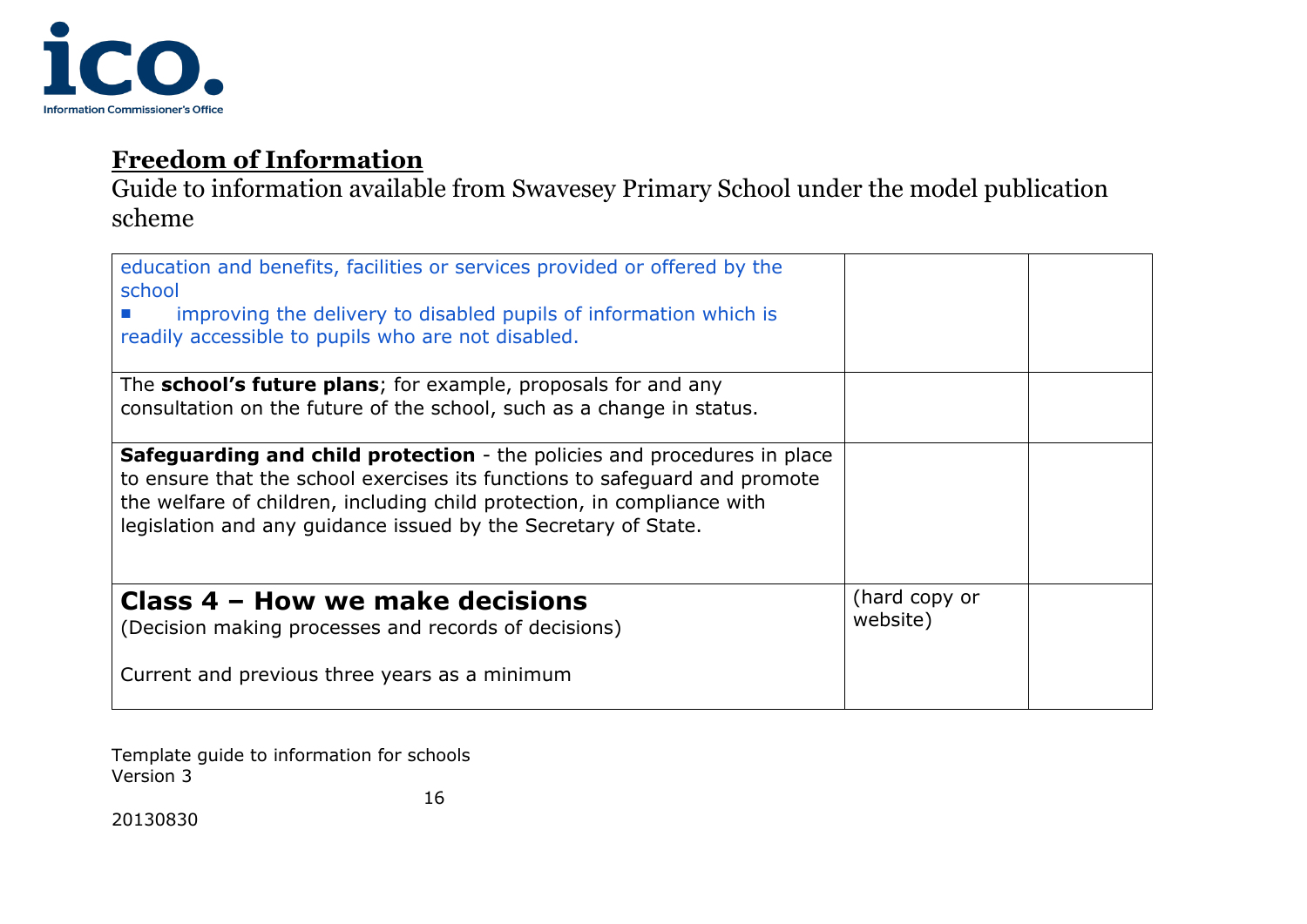**Freedom of Information**

Guide to information available from Swavesey Primary School under the model publication scheme

| | | |
|---|---|---|
| education and benefits, facilities or services provided or offered by the school<br>▪ improving the delivery to disabled pupils of information which is readily accessible to pupils who are not disabled. | | |
| The **school's future plans**; for example, proposals for and any consultation on the future of the school, such as a change in status. | | |
| **Safeguarding and child protection** - the policies and procedures in place to ensure that the school exercises its functions to safeguard and promote the welfare of children, including child protection, in compliance with legislation and any guidance issued by the Secretary of State. | | |
| **Class 4 – How we make decisions**<br>(Decision making processes and records of decisions)<br><br>Current and previous three years as a minimum | (hard copy or website) | |

Template guide to information for schools
Version 3

20130830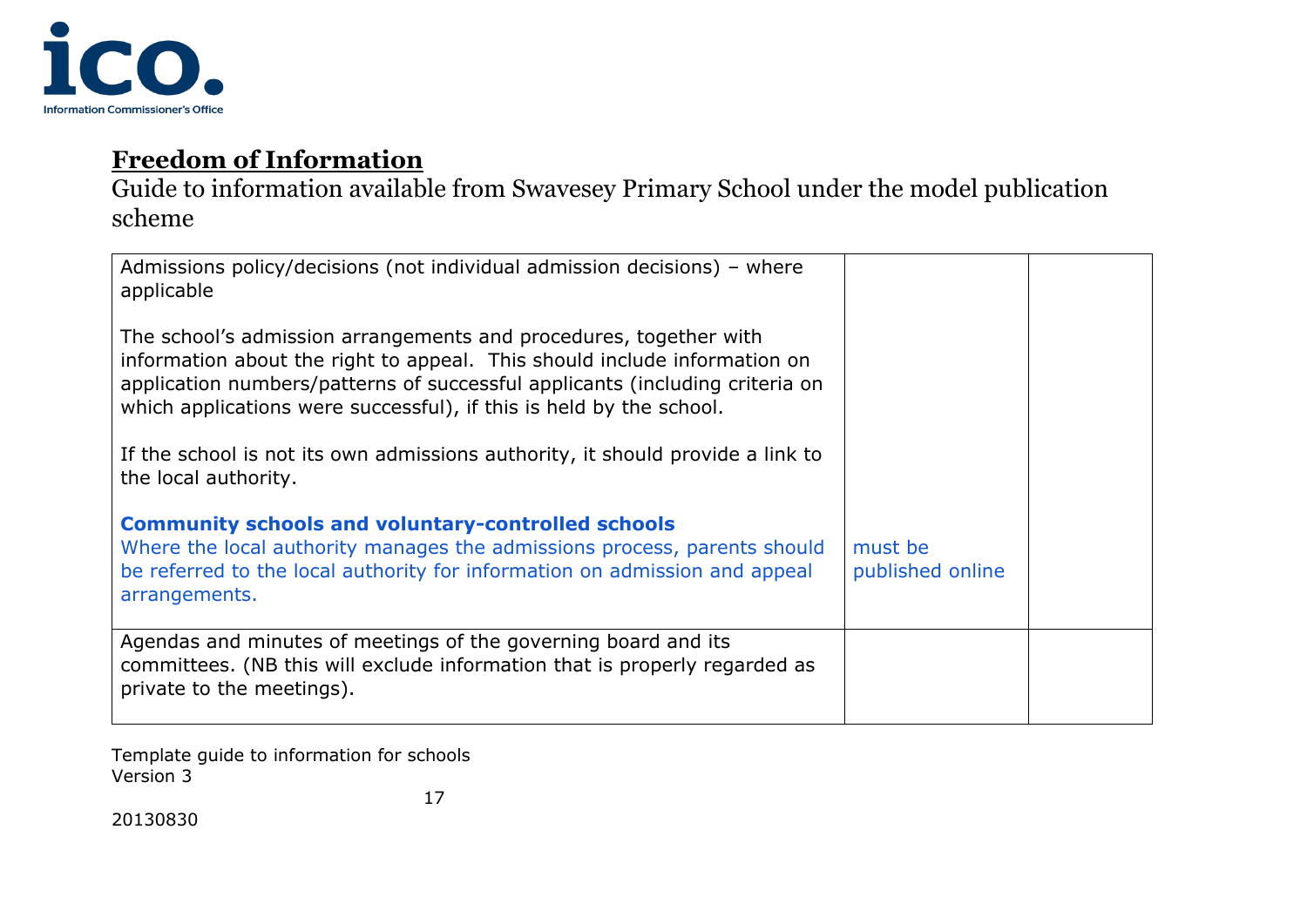**Freedom of Information**

Guide to information available from Swavesey Primary School under the model publication scheme

| | | |
|---|---|---|
| Admissions policy/decisions (not individual admission decisions) – where applicable<br><br>The school's admission arrangements and procedures, together with information about the right to appeal. This should include information on application numbers/patterns of successful applicants (including criteria on which applications were successful), if this is held by the school.<br><br>If the school is not its own admissions authority, it should provide a link to the local authority.<br><br>**Community schools and voluntary-controlled schools**<br>Where the local authority manages the admissions process, parents should be referred to the local authority for information on admission and appeal arrangements. | must be published online | |
| Agendas and minutes of meetings of the governing board and its committees. (NB this will exclude information that is properly regarded as private to the meetings). | | |

Template guide to information for schools
Version 3

20130830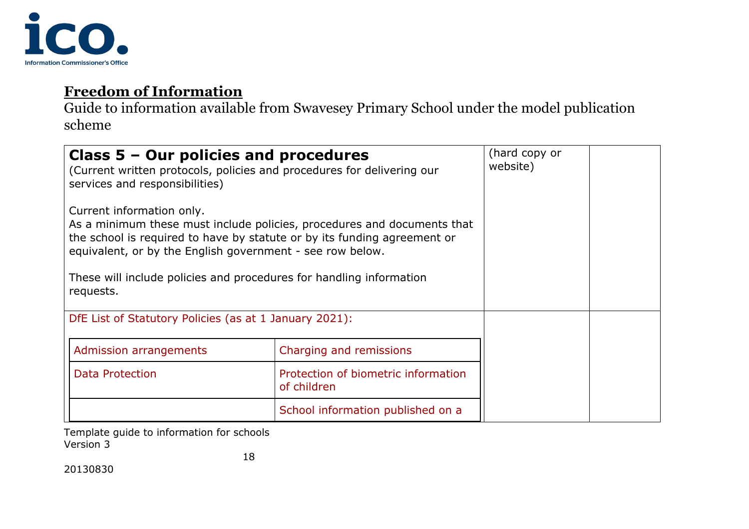**Freedom of Information**

Guide to information available from Swavesey Primary School under the model publication scheme

| **Class 5 – Our policies and procedures**<br>(Current written protocols, policies and procedures for delivering our services and responsibilities)<br><br>Current information only.<br>As a minimum these must include policies, procedures and documents that the school is required to have by statute or by its funding agreement or equivalent, or by the English government - see row below.<br><br>These will include policies and procedures for handling information requests. | (hard copy or website) | |
|---|---|---|
| DfE List of Statutory Policies (as at 1 January 2021): | | |

| | |
|---|---|
| Admission arrangements | Charging and remissions |
| Data Protection | Protection of biometric information of children |
| | School information published on a |

Template guide to information for schools
Version 3

20130830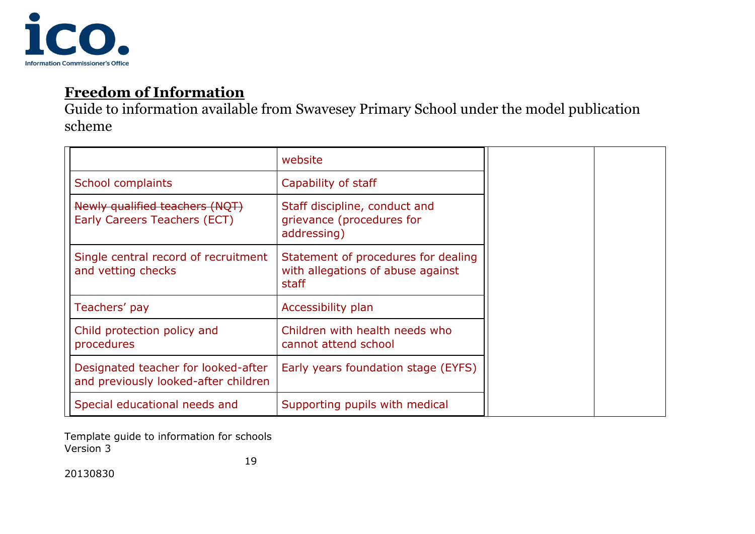## Freedom of Information

Guide to information available from Swavesey Primary School under the model publication scheme

| | | | |
|---|---|---|---|
| | website | | |
| School complaints | Capability of staff | | |
| ~~Newly qualified teachers (NQT)~~ Early Careers Teachers (ECT) | Staff discipline, conduct and grievance (procedures for addressing) | | |
| Single central record of recruitment and vetting checks | Statement of procedures for dealing with allegations of abuse against staff | | |
| Teachers' pay | Accessibility plan | | |
| Child protection policy and procedures | Children with health needs who cannot attend school | | |
| Designated teacher for looked-after and previously looked-after children | Early years foundation stage (EYFS) | | |
| Special educational needs and | Supporting pupils with medical | | |

Template guide to information for schools
Version 3

20130830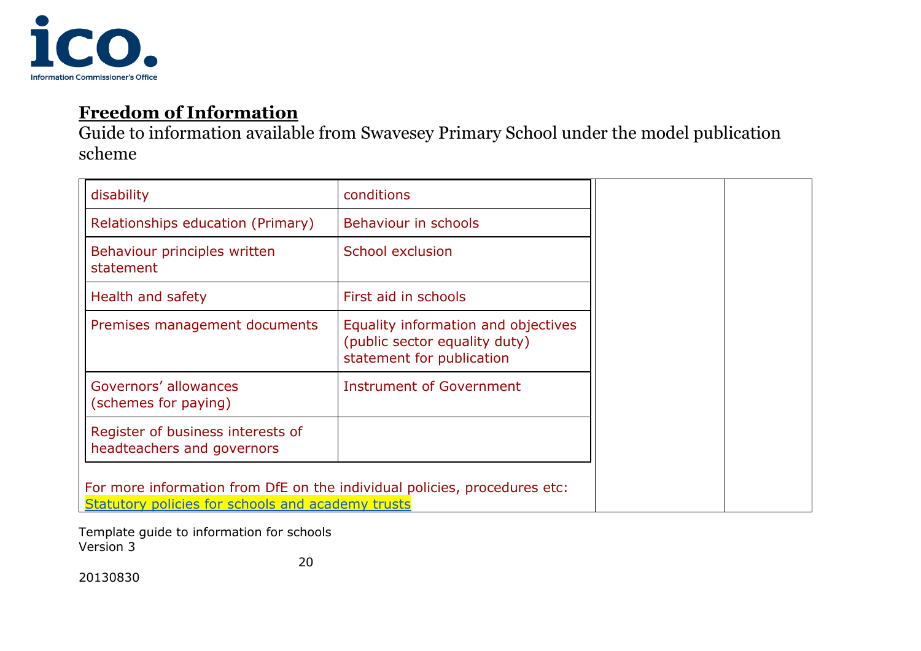**Freedom of Information**

Guide to information available from Swavesey Primary School under the model publication scheme

| | |
|---|---|
| disability | conditions |
| Relationships education (Primary) | Behaviour in schools |
| Behaviour principles written statement | School exclusion |
| Health and safety | First aid in schools |
| Premises management documents | Equality information and objectives (public sector equality duty) statement for publication |
| Governors' allowances (schemes for paying) | Instrument of Government |
| Register of business interests of headteachers and governors | |

For more information from DfE on the individual policies, procedures etc: Statutory policies for schools and academy trusts

Template guide to information for schools
Version 3

20130830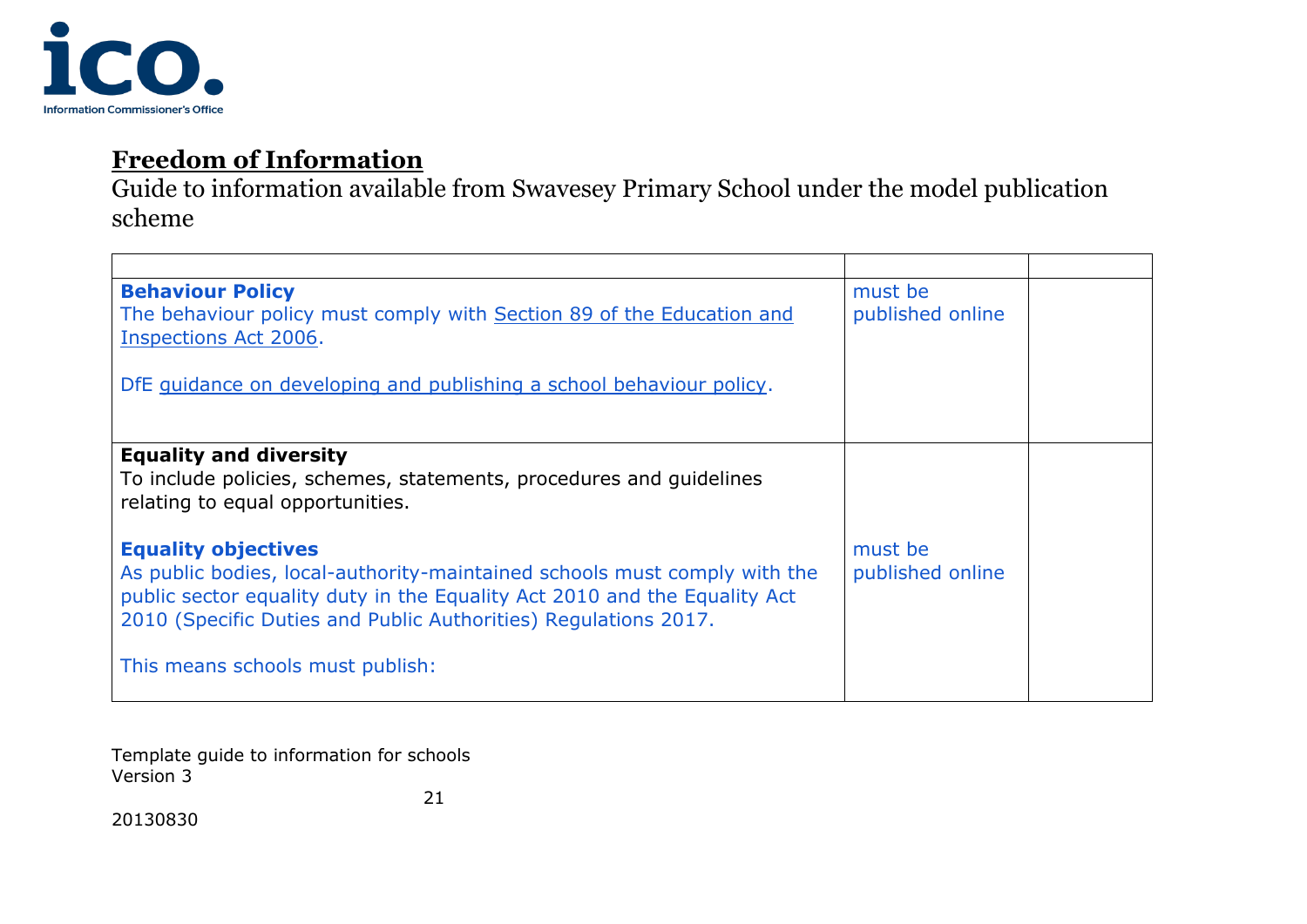# Freedom of Information

Guide to information available from Swavesey Primary School under the model publication scheme

| | | |
|---|---|---|
| **Behaviour Policy**<br>The behaviour policy must comply with Section 89 of the Education and Inspections Act 2006.<br><br>DfE guidance on developing and publishing a school behaviour policy. | must be published online | |
| **Equality and diversity**<br>To include policies, schemes, statements, procedures and guidelines relating to equal opportunities.<br><br>**Equality objectives**<br>As public bodies, local-authority-maintained schools must comply with the public sector equality duty in the Equality Act 2010 and the Equality Act 2010 (Specific Duties and Public Authorities) Regulations 2017.<br><br>This means schools must publish: | must be published online | |

Template guide to information for schools
Version 3

20130830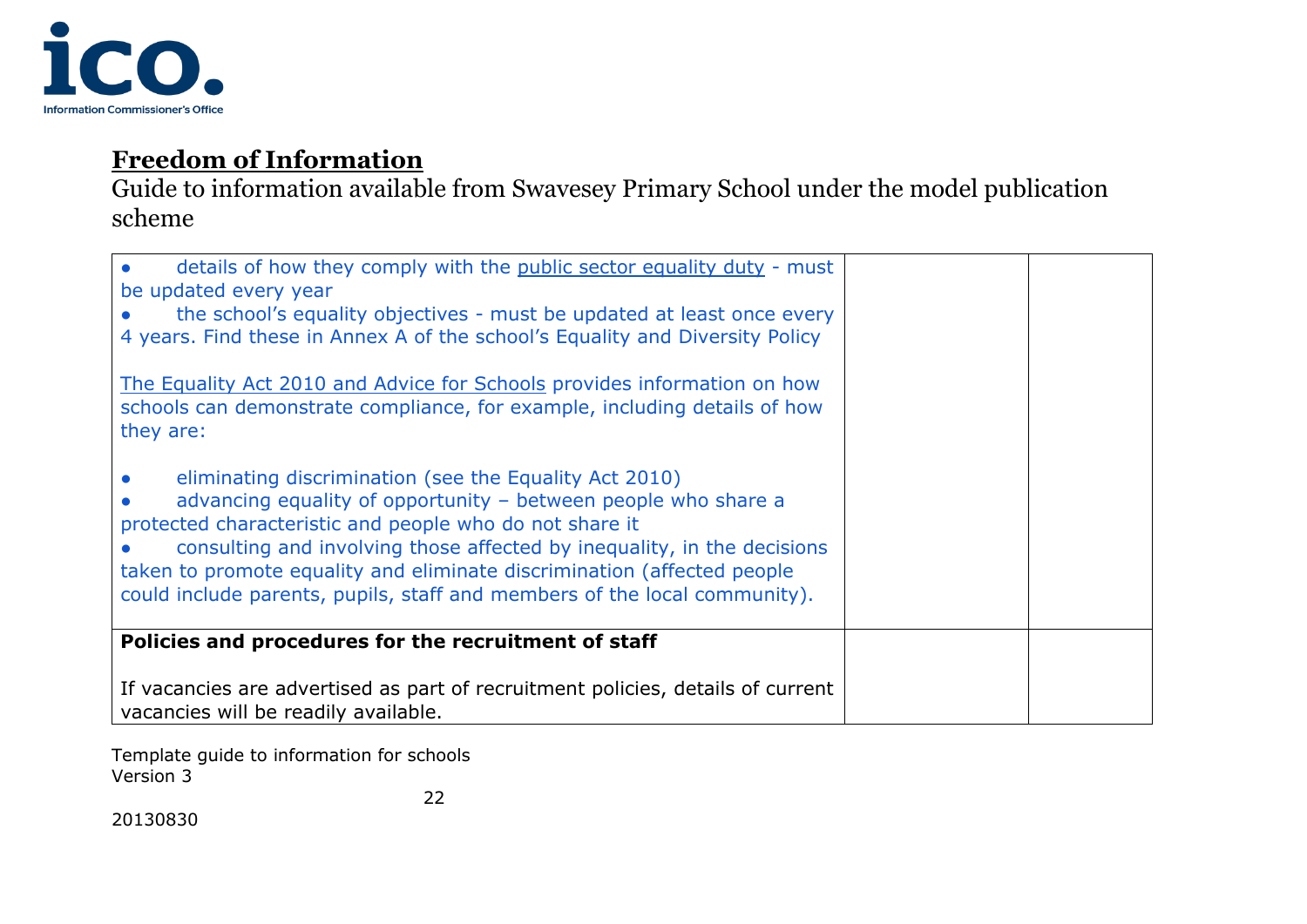**Freedom of Information**

Guide to information available from Swavesey Primary School under the model publication scheme

| | | |
|---|---|---|
| ● details of how they comply with the public sector equality duty - must be updated every year<br>● the school's equality objectives - must be updated at least once every 4 years. Find these in Annex A of the school's Equality and Diversity Policy<br><br>The Equality Act 2010 and Advice for Schools provides information on how schools can demonstrate compliance, for example, including details of how they are:<br><br>● eliminating discrimination (see the Equality Act 2010)<br>● advancing equality of opportunity – between people who share a protected characteristic and people who do not share it<br>● consulting and involving those affected by inequality, in the decisions taken to promote equality and eliminate discrimination (affected people could include parents, pupils, staff and members of the local community). | | |
| **Policies and procedures for the recruitment of staff**<br><br>If vacancies are advertised as part of recruitment policies, details of current vacancies will be readily available. | | |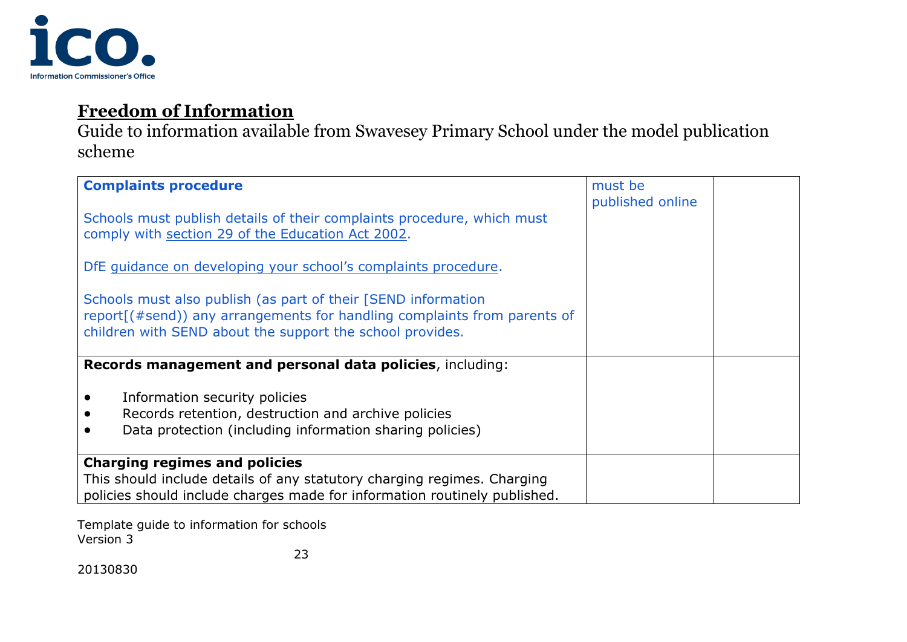## Freedom of Information

Guide to information available from Swavesey Primary School under the model publication scheme

| | | |
|---|---|---|
| **Complaints procedure**<br><br>Schools must publish details of their complaints procedure, which must comply with section 29 of the Education Act 2002.<br><br>DfE guidance on developing your school's complaints procedure.<br><br>Schools must also publish (as part of their [SEND information report[(#send)) any arrangements for handling complaints from parents of children with SEND about the support the school provides. | must be published online | |
| **Records management and personal data policies**, including:<br><br>• Information security policies<br>• Records retention, destruction and archive policies<br>• Data protection (including information sharing policies) | | |
| **Charging regimes and policies**<br>This should include details of any statutory charging regimes. Charging policies should include charges made for information routinely published. | | |

Template guide to information for schools
Version 3

20130830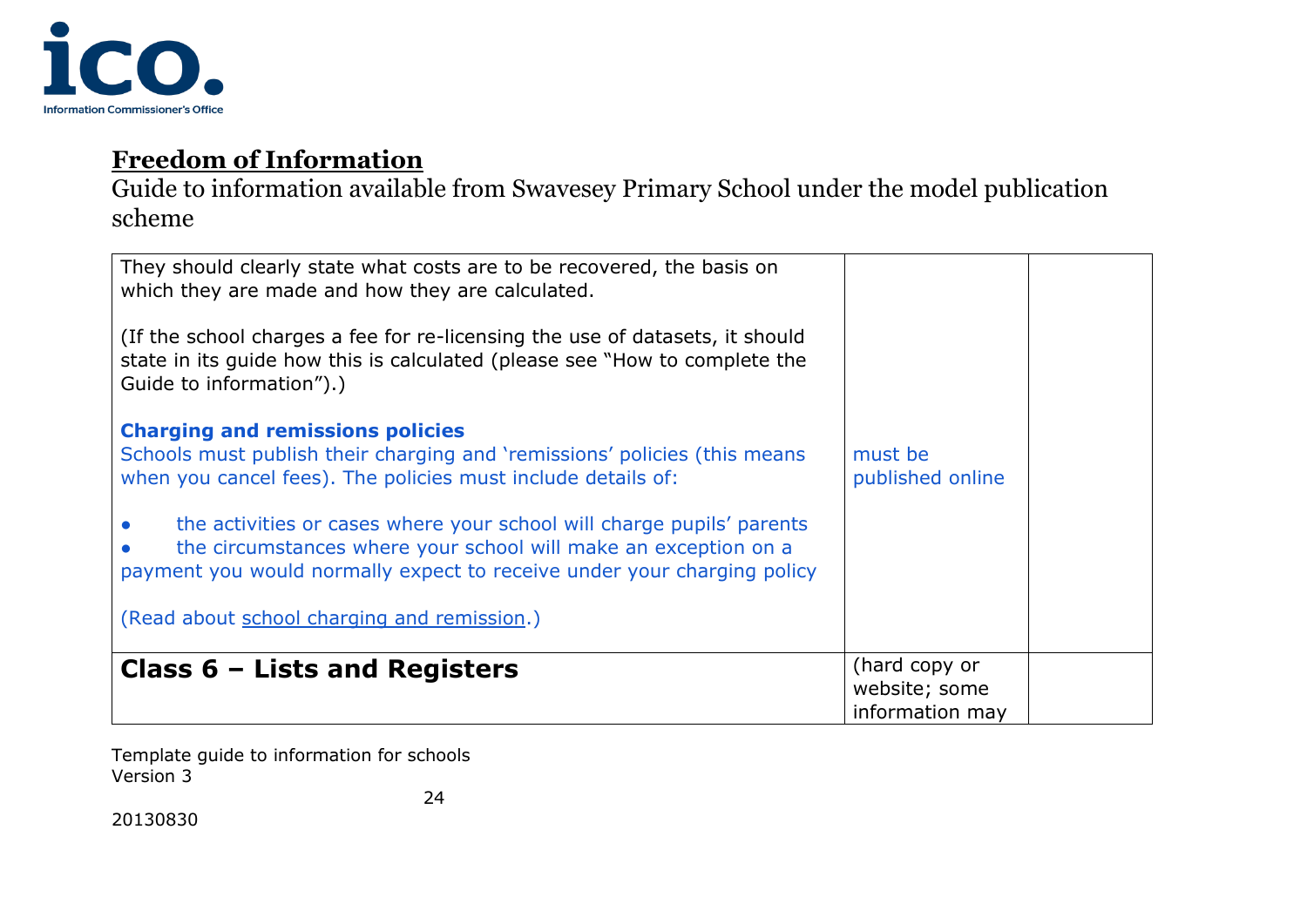## Freedom of Information

Guide to information available from Swavesey Primary School under the model publication scheme

| | | |
|---|---|---|
| They should clearly state what costs are to be recovered, the basis on which they are made and how they are calculated.<br><br>(If the school charges a fee for re-licensing the use of datasets, it should state in its guide how this is calculated (please see "How to complete the Guide to information").)<br><br>**Charging and remissions policies**<br>Schools must publish their charging and 'remissions' policies (this means when you cancel fees). The policies must include details of:<br><br>● the activities or cases where your school will charge pupils' parents<br>● the circumstances where your school will make an exception on a payment you would normally expect to receive under your charging policy<br><br>(Read about school charging and remission.) | must be published online | |
| **Class 6 – Lists and Registers** | (hard copy or website; some information may | |

Template guide to information for schools
Version 3

20130830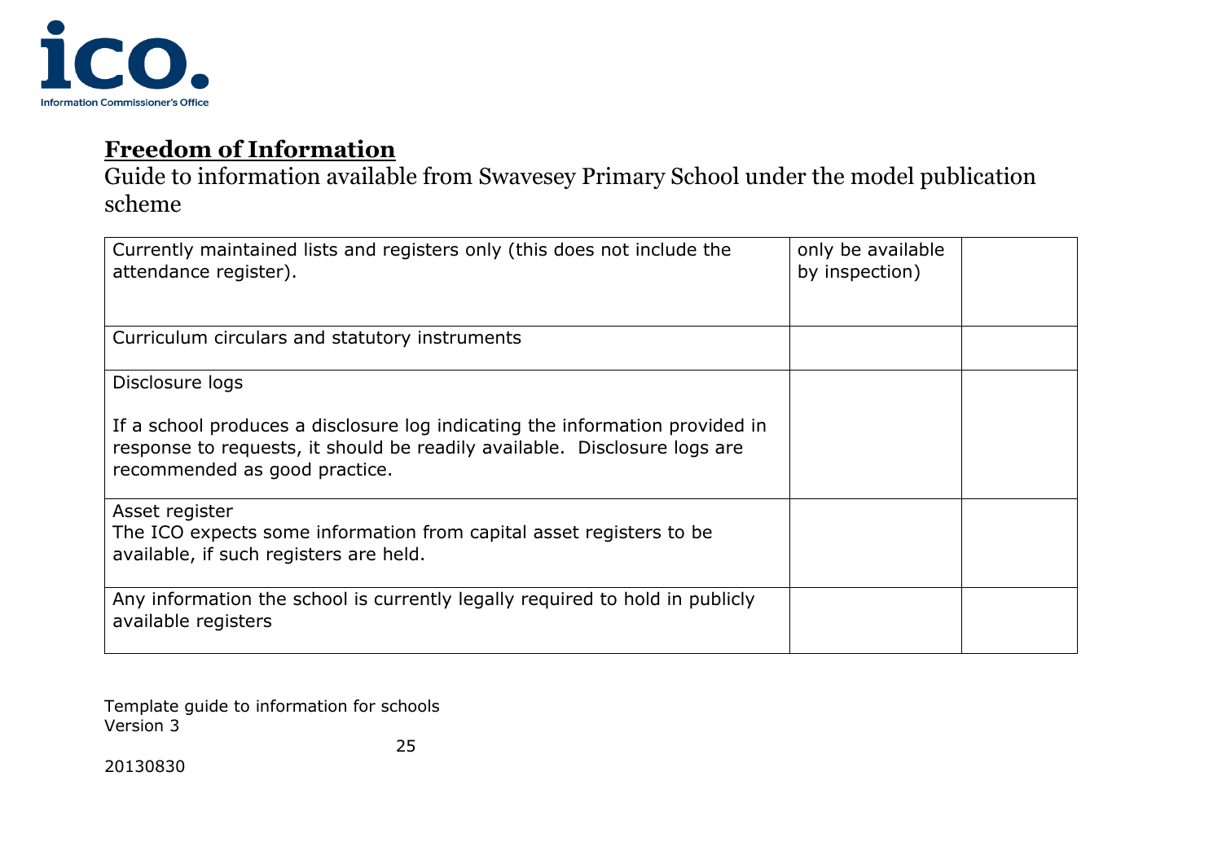## Freedom of Information

Guide to information available from Swavesey Primary School under the model publication scheme

| | | |
|---|---|---|
| Currently maintained lists and registers only (this does not include the attendance register). | only be available by inspection) | |
| Curriculum circulars and statutory instruments | | |
| Disclosure logs<br><br>If a school produces a disclosure log indicating the information provided in response to requests, it should be readily available. Disclosure logs are recommended as good practice. | | |
| Asset register<br>The ICO expects some information from capital asset registers to be available, if such registers are held. | | |
| Any information the school is currently legally required to hold in publicly available registers | | |

Template guide to information for schools
Version 3

20130830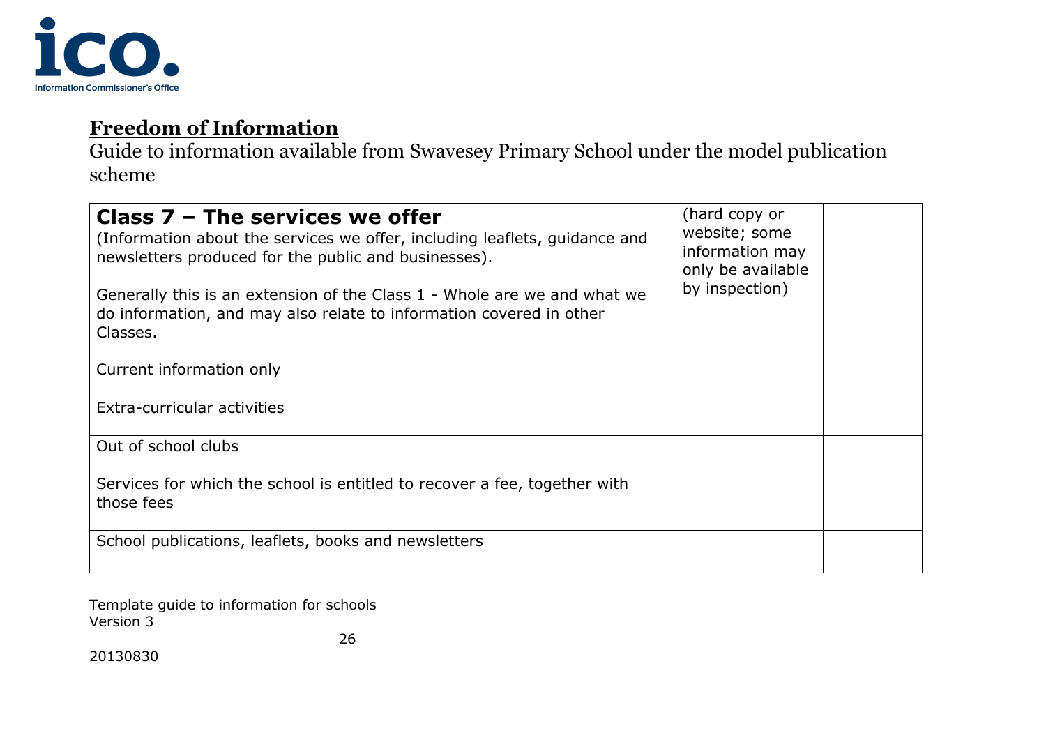## Freedom of Information

Guide to information available from Swavesey Primary School under the model publication scheme

| **Class 7 – The services we offer**<br>(Information about the services we offer, including leaflets, guidance and newsletters produced for the public and businesses).<br><br>Generally this is an extension of the Class 1 - Whole are we and what we do information, and may also relate to information covered in other Classes.<br><br>Current information only | (hard copy or website; some information may only be available by inspection) | |
|---|---|---|
| Extra-curricular activities | | |
| Out of school clubs | | |
| Services for which the school is entitled to recover a fee, together with those fees | | |
| School publications, leaflets, books and newsletters | | |

Template guide to information for schools
Version 3

20130830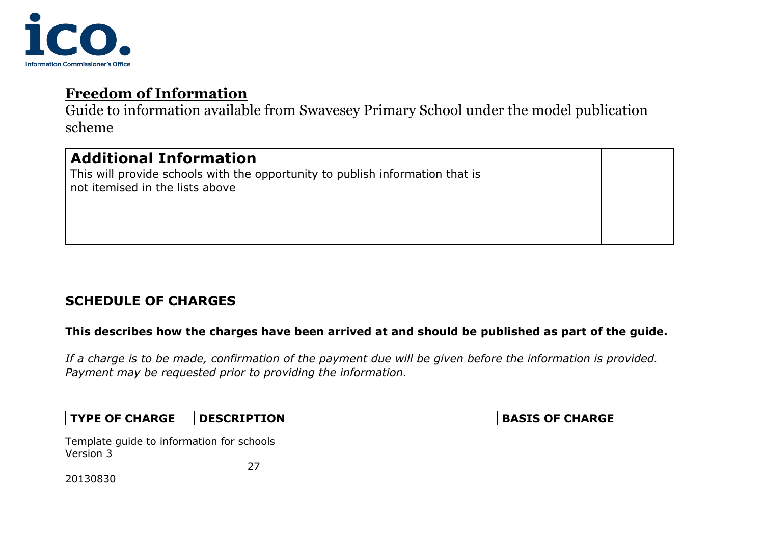**Freedom of Information**

Guide to information available from Swavesey Primary School under the model publication scheme

| **Additional Information**<br>This will provide schools with the opportunity to publish information that is not itemised in the lists above | | |
|---|---|---|
| | | |

**SCHEDULE OF CHARGES**

**This describes how the charges have been arrived at and should be published as part of the guide.**

*If a charge is to be made, confirmation of the payment due will be given before the information is provided. Payment may be requested prior to providing the information.*

| TYPE OF CHARGE | DESCRIPTION | BASIS OF CHARGE |
|---|---|---|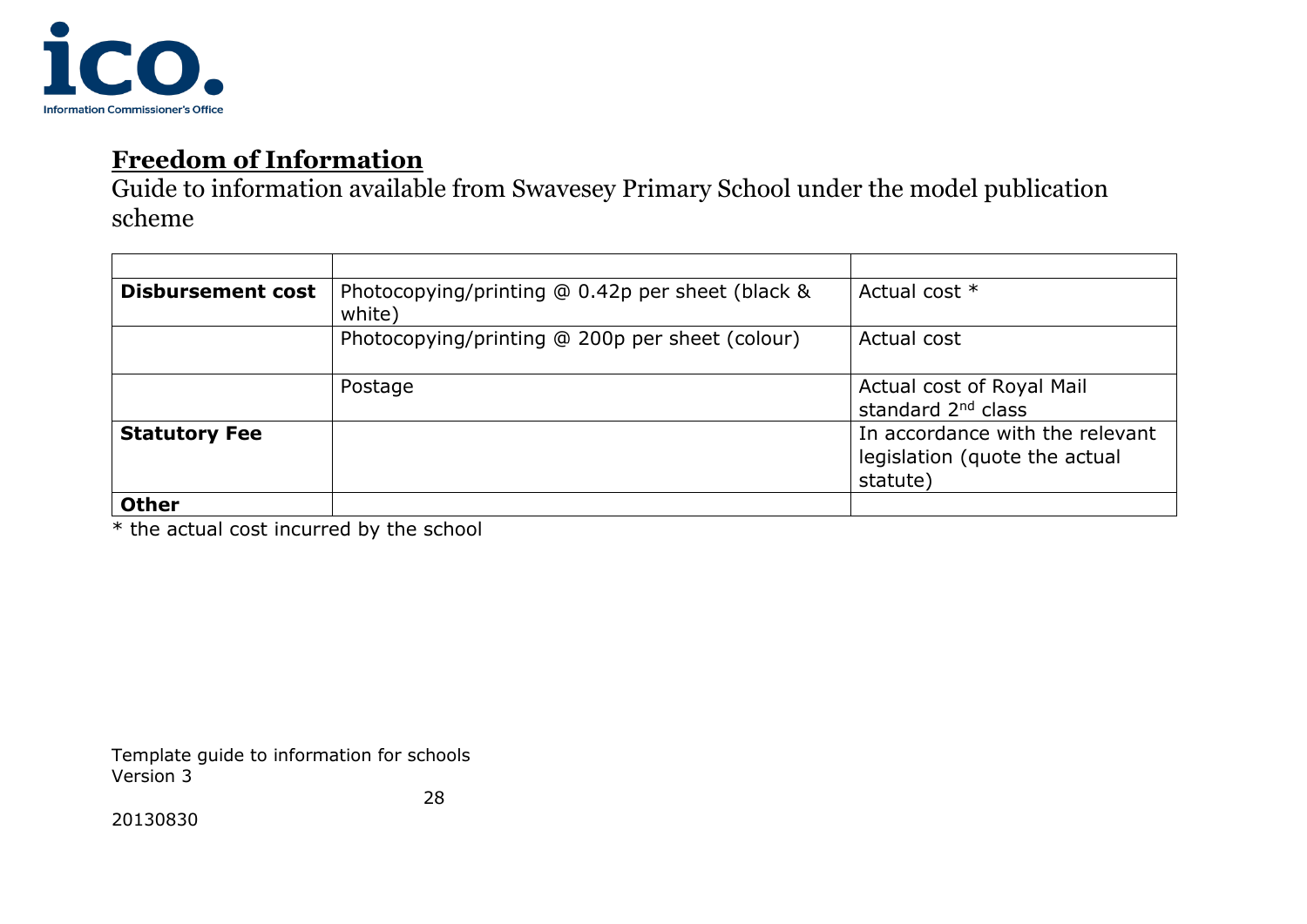**Freedom of Information**

Guide to information available from Swavesey Primary School under the model publication scheme

| | | |
|---|---|---|
| **Disbursement cost** | Photocopying/printing @ 0.42p per sheet (black & white) | Actual cost * |
| | Photocopying/printing @ 200p per sheet (colour) | Actual cost |
| | Postage | Actual cost of Royal Mail standard 2nd class |
| **Statutory Fee** | | In accordance with the relevant legislation (quote the actual statute) |
| **Other** | | |

* the actual cost incurred by the school

Template guide to information for schools
Version 3

20130830